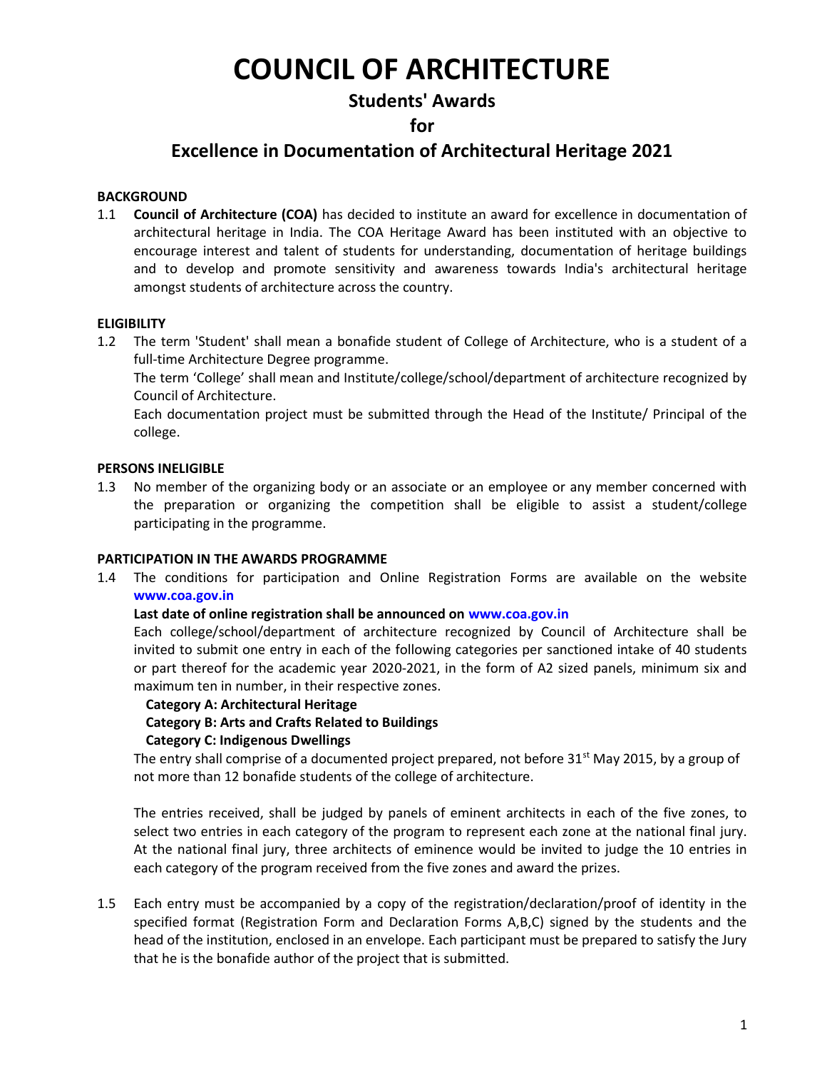# COUNCIL OF ARCHITECTURE

## Students' Awards

## for

## Excellence in Documentation of Architectural Heritage 2021

**BACKGROUND**

1.1 **Council of Architecture (COA)** has decided to institute an award for excellence in documentation of architectural heritage in India. The COA Heritage Award has been instituted with an objective to encourage interest and talent of students for understanding, documentation of heritage buildings and to develop and promote sensitivity and awareness towards India's architectural heritage amongst students of architecture across the country.

**ELIGIBILITY**

1.2 The term 'Student' shall mean a bonafide student of College of Architecture, who is a student of a full-time Architecture Degree programme.

The term 'College' shall mean and Institute/college/school/department of architecture recognized by Council of Architecture.

Each documentation project must be submitted through the Head of the Institute/ Principal of the college.

**PERSONS INELIGIBLE**

1.3 No member of the organizing body or an associate or an employee or any member concerned with the preparation or organizing the competition shall be eligible to assist a student/college participating in the programme.

**PARTICIPATION IN THE AWARDS PROGRAMME**

1.4 The conditions for participation and Online Registration Forms are available on the website **www.coa.gov.in**

**Last date of online registration shall be announced on www.coa.gov.in**

Each college/school/department of architecture recognized by Council of Architecture shall be invited to submit one entry in each of the following categories per sanctioned intake of 40 students or part thereof for the academic year 2020-2021, in the form of A2 sized panels, minimum six and maximum ten in number, in their respective zones.

**Category A: Architectural Heritage**
**Category B: Arts and Crafts Related to Buildings**
**Category C: Indigenous Dwellings**

The entry shall comprise of a documented project prepared, not before 31st May 2015, by a group of not more than 12 bonafide students of the college of architecture.

The entries received, shall be judged by panels of eminent architects in each of the five zones, to select two entries in each category of the program to represent each zone at the national final jury. At the national final jury, three architects of eminence would be invited to judge the 10 entries in each category of the program received from the five zones and award the prizes.

1.5 Each entry must be accompanied by a copy of the registration/declaration/proof of identity in the specified format (Registration Form and Declaration Forms A,B,C) signed by the students and the head of the institution, enclosed in an envelope. Each participant must be prepared to satisfy the Jury that he is the bonafide author of the project that is submitted.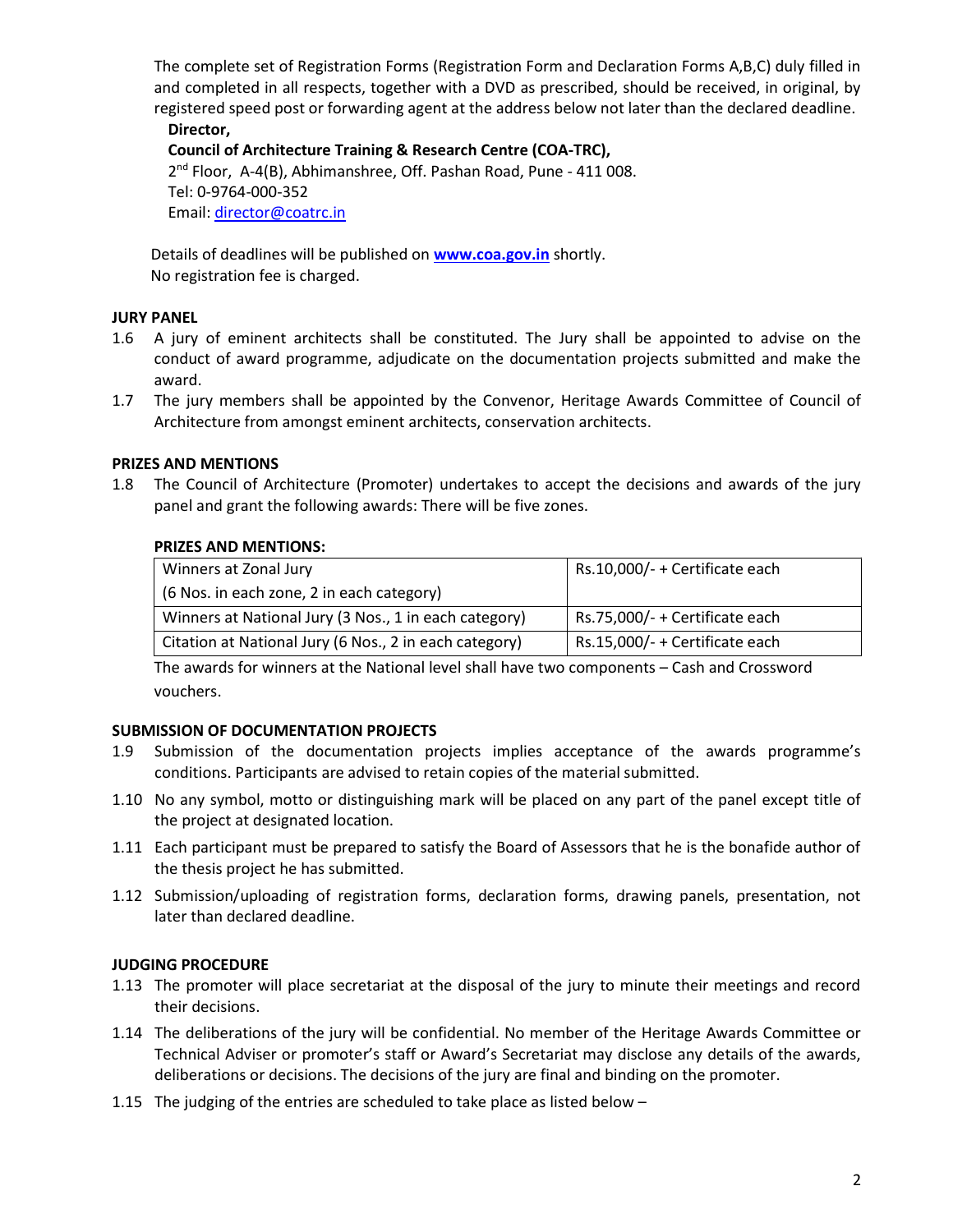The complete set of Registration Forms (Registration Form and Declaration Forms A,B,C) duly filled in and completed in all respects, together with a DVD as prescribed, should be received, in original, by registered speed post or forwarding agent at the address below not later than the declared deadline.

**Director,**
**Council of Architecture Training & Research Centre (COA-TRC),**
2nd Floor, A-4(B), Abhimanshree, Off. Pashan Road, Pune - 411 008.
Tel: 0-9764-000-352
Email: director@coatrc.in

Details of deadlines will be published on **www.coa.gov.in** shortly.
No registration fee is charged.

**JURY PANEL**

1.6 A jury of eminent architects shall be constituted. The Jury shall be appointed to advise on the conduct of award programme, adjudicate on the documentation projects submitted and make the award.

1.7 The jury members shall be appointed by the Convenor, Heritage Awards Committee of Council of Architecture from amongst eminent architects, conservation architects.

**PRIZES AND MENTIONS**

1.8 The Council of Architecture (Promoter) undertakes to accept the decisions and awards of the jury panel and grant the following awards: There will be five zones.

**PRIZES AND MENTIONS:**

| Winners at Zonal Jury (6 Nos. in each zone, 2 in each category) | Rs.10,000/- + Certificate each |
|---|---|
| Winners at National Jury (3 Nos., 1 in each category) | Rs.75,000/- + Certificate each |
| Citation at National Jury (6 Nos., 2 in each category) | Rs.15,000/- + Certificate each |

The awards for winners at the National level shall have two components – Cash and Crossword vouchers.

**SUBMISSION OF DOCUMENTATION PROJECTS**

1.9 Submission of the documentation projects implies acceptance of the awards programme's conditions. Participants are advised to retain copies of the material submitted.

1.10 No any symbol, motto or distinguishing mark will be placed on any part of the panel except title of the project at designated location.

1.11 Each participant must be prepared to satisfy the Board of Assessors that he is the bonafide author of the thesis project he has submitted.

1.12 Submission/uploading of registration forms, declaration forms, drawing panels, presentation, not later than declared deadline.

**JUDGING PROCEDURE**

1.13 The promoter will place secretariat at the disposal of the jury to minute their meetings and record their decisions.

1.14 The deliberations of the jury will be confidential. No member of the Heritage Awards Committee or Technical Adviser or promoter's staff or Award's Secretariat may disclose any details of the awards, deliberations or decisions. The decisions of the jury are final and binding on the promoter.

1.15 The judging of the entries are scheduled to take place as listed below –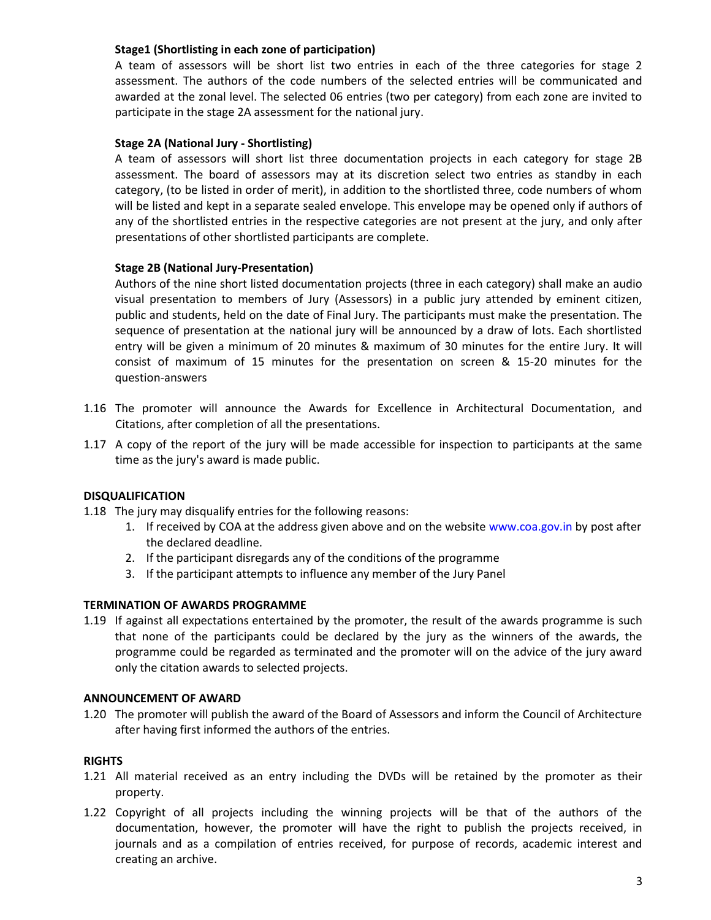**Stage1 (Shortlisting in each zone of participation)**

A team of assessors will be short list two entries in each of the three categories for stage 2 assessment. The authors of the code numbers of the selected entries will be communicated and awarded at the zonal level. The selected 06 entries (two per category) from each zone are invited to participate in the stage 2A assessment for the national jury.

**Stage 2A (National Jury - Shortlisting)**

A team of assessors will short list three documentation projects in each category for stage 2B assessment. The board of assessors may at its discretion select two entries as standby in each category, (to be listed in order of merit), in addition to the shortlisted three, code numbers of whom will be listed and kept in a separate sealed envelope. This envelope may be opened only if authors of any of the shortlisted entries in the respective categories are not present at the jury, and only after presentations of other shortlisted participants are complete.

**Stage 2B (National Jury-Presentation)**

Authors of the nine short listed documentation projects (three in each category) shall make an audio visual presentation to members of Jury (Assessors) in a public jury attended by eminent citizen, public and students, held on the date of Final Jury. The participants must make the presentation. The sequence of presentation at the national jury will be announced by a draw of lots. Each shortlisted entry will be given a minimum of 20 minutes & maximum of 30 minutes for the entire Jury. It will consist of maximum of 15 minutes for the presentation on screen & 15-20 minutes for the question-answers

1.16 The promoter will announce the Awards for Excellence in Architectural Documentation, and Citations, after completion of all the presentations.

1.17 A copy of the report of the jury will be made accessible for inspection to participants at the same time as the jury's award is made public.

**DISQUALIFICATION**

1.18 The jury may disqualify entries for the following reasons:

1. If received by COA at the address given above and on the website www.coa.gov.in by post after the declared deadline.
2. If the participant disregards any of the conditions of the programme
3. If the participant attempts to influence any member of the Jury Panel

**TERMINATION OF AWARDS PROGRAMME**

1.19 If against all expectations entertained by the promoter, the result of the awards programme is such that none of the participants could be declared by the jury as the winners of the awards, the programme could be regarded as terminated and the promoter will on the advice of the jury award only the citation awards to selected projects.

**ANNOUNCEMENT OF AWARD**

1.20 The promoter will publish the award of the Board of Assessors and inform the Council of Architecture after having first informed the authors of the entries.

**RIGHTS**

1.21 All material received as an entry including the DVDs will be retained by the promoter as their property.

1.22 Copyright of all projects including the winning projects will be that of the authors of the documentation, however, the promoter will have the right to publish the projects received, in journals and as a compilation of entries received, for purpose of records, academic interest and creating an archive.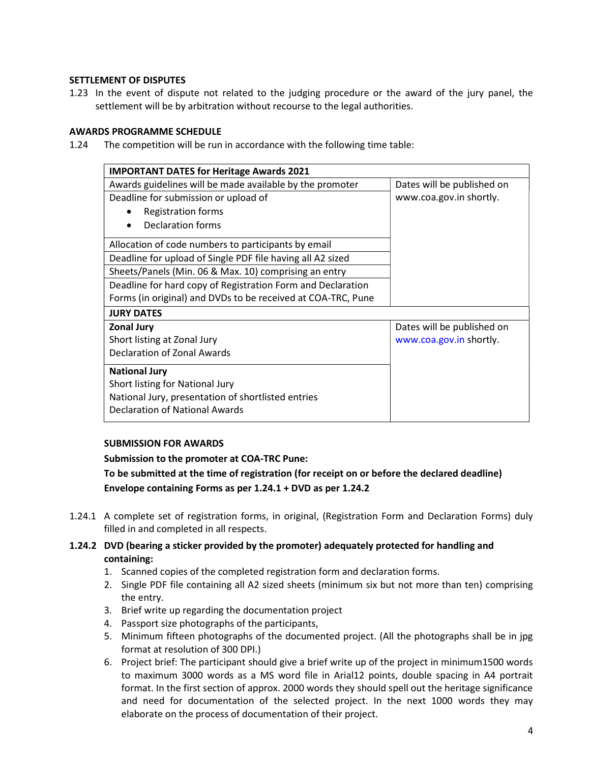**SETTLEMENT OF DISPUTES**

1.23 In the event of dispute not related to the judging procedure or the award of the jury panel, the settlement will be by arbitration without recourse to the legal authorities.

**AWARDS PROGRAMME SCHEDULE**

1.24 The competition will be run in accordance with the following time table:

| **IMPORTANT DATES for Heritage Awards 2021** | |
|---|---|
| Awards guidelines will be made available by the promoter | Dates will be published on www.coa.gov.in shortly. |
| Deadline for submission or upload of<br>• Registration forms<br>• Declaration forms | |
| Allocation of code numbers to participants by email | |
| Deadline for upload of Single PDF file having all A2 sized Sheets/Panels (Min. 06 & Max. 10) comprising an entry | |
| Deadline for hard copy of Registration Form and Declaration Forms (in original) and DVDs to be received at COA-TRC, Pune | |
| **JURY DATES** | |
| **Zonal Jury**<br>Short listing at Zonal Jury<br>Declaration of Zonal Awards | Dates will be published on www.coa.gov.in shortly. |
| **National Jury**<br>Short listing for National Jury<br>National Jury, presentation of shortlisted entries<br>Declaration of National Awards | |

**SUBMISSION FOR AWARDS**

**Submission to the promoter at COA-TRC Pune:**

**To be submitted at the time of registration (for receipt on or before the declared deadline)**
**Envelope containing Forms as per 1.24.1 + DVD as per 1.24.2**

1.24.1 A complete set of registration forms, in original, (Registration Form and Declaration Forms) duly filled in and completed in all respects.

**1.24.2 DVD (bearing a sticker provided by the promoter) adequately protected for handling and containing:**

1. Scanned copies of the completed registration form and declaration forms.
2. Single PDF file containing all A2 sized sheets (minimum six but not more than ten) comprising the entry.
3. Brief write up regarding the documentation project
4. Passport size photographs of the participants,
5. Minimum fifteen photographs of the documented project. (All the photographs shall be in jpg format at resolution of 300 DPI.)
6. Project brief: The participant should give a brief write up of the project in minimum1500 words to maximum 3000 words as a MS word file in Arial12 points, double spacing in A4 portrait format. In the first section of approx. 2000 words they should spell out the heritage significance and need for documentation of the selected project. In the next 1000 words they may elaborate on the process of documentation of their project.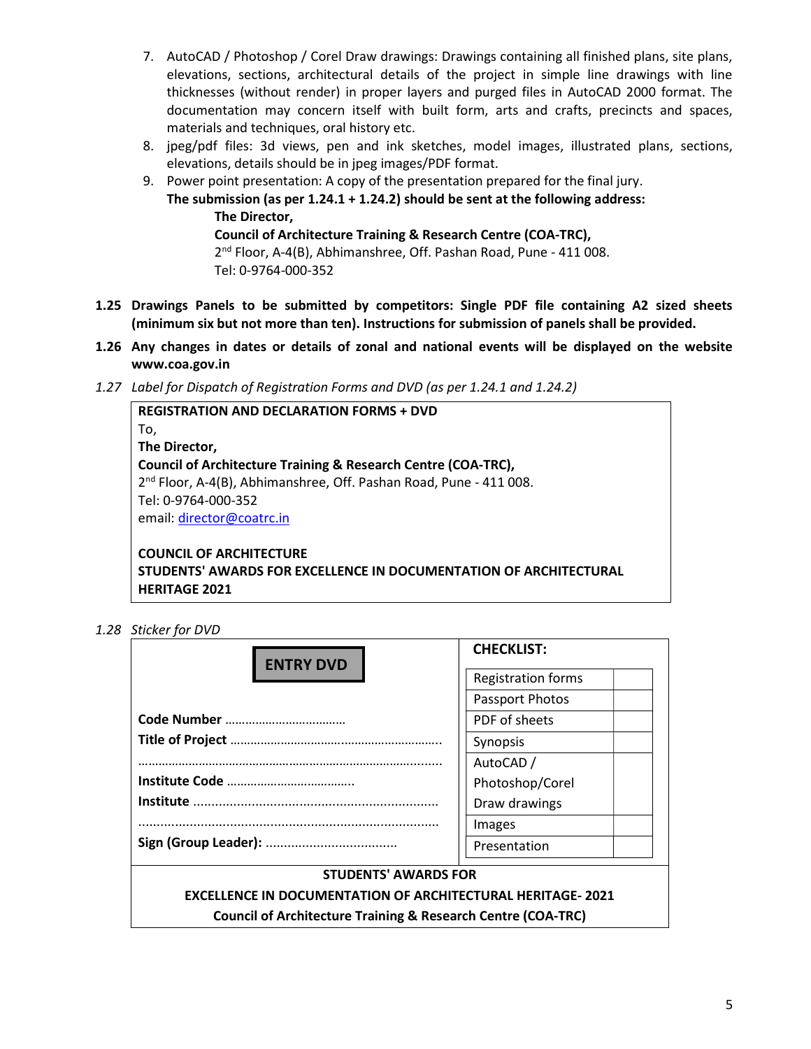7. AutoCAD / Photoshop / Corel Draw drawings: Drawings containing all finished plans, site plans, elevations, sections, architectural details of the project in simple line drawings with line thicknesses (without render) in proper layers and purged files in AutoCAD 2000 format. The documentation may concern itself with built form, arts and crafts, precincts and spaces, materials and techniques, oral history etc.
8. jpeg/pdf files: 3d views, pen and ink sketches, model images, illustrated plans, sections, elevations, details should be in jpeg images/PDF format.
9. Power point presentation: A copy of the presentation prepared for the final jury.

**The submission (as per 1.24.1 + 1.24.2) should be sent at the following address:**

**The Director,**
**Council of Architecture Training & Research Centre (COA-TRC),**
2nd Floor, A-4(B), Abhimanshree, Off. Pashan Road, Pune - 411 008.
Tel: 0-9764-000-352

**1.25 Drawings Panels to be submitted by competitors: Single PDF file containing A2 sized sheets (minimum six but not more than ten). Instructions for submission of panels shall be provided.**

**1.26 Any changes in dates or details of zonal and national events will be displayed on the website www.coa.gov.in**

*1.27 Label for Dispatch of Registration Forms and DVD (as per 1.24.1 and 1.24.2)*

**REGISTRATION AND DECLARATION FORMS + DVD**
To,
**The Director,**
**Council of Architecture Training & Research Centre (COA-TRC),**
2nd Floor, A-4(B), Abhimanshree, Off. Pashan Road, Pune - 411 008.
Tel: 0-9764-000-352
email: director@coatrc.in

**COUNCIL OF ARCHITECTURE**
**STUDENTS' AWARDS FOR EXCELLENCE IN DOCUMENTATION OF ARCHITECTURAL HERITAGE 2021**

*1.28 Sticker for DVD*

**ENTRY DVD**

**Code Number** ...................................
**Title of Project** ..............................................................
........................................................................................
**Institute Code** .....................................
**Institute** ...................................................................
..................................................................................
**Sign (Group Leader):** ....................................

**CHECKLIST:**

| | |
|---|---|
| Registration forms | |
| Passport Photos | |
| PDF of sheets | |
| Synopsis | |
| AutoCAD / Photoshop/Corel Draw drawings | |
| Images | |
| Presentation | |

**STUDENTS' AWARDS FOR**
**EXCELLENCE IN DOCUMENTATION OF ARCHITECTURAL HERITAGE- 2021**
**Council of Architecture Training & Research Centre (COA-TRC)**